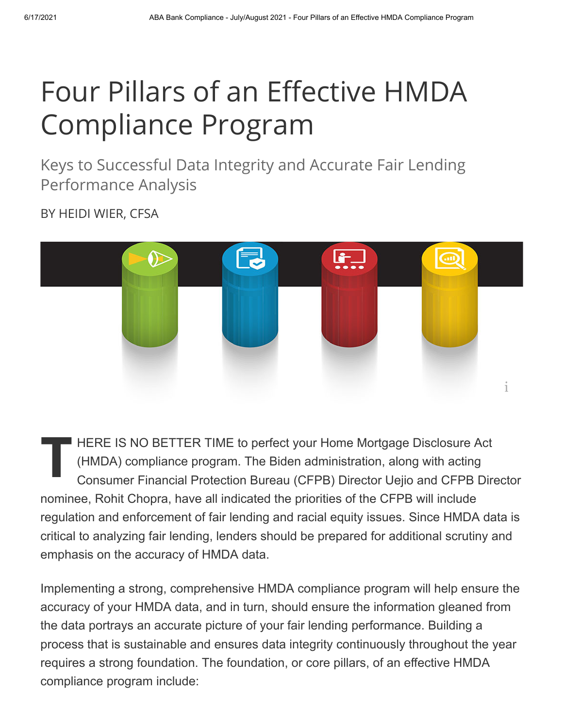# Four Pillars of an Effective HMDA Compliance Program

## Keys to Successful Data Integrity and Accurate Fair Lending Performance Analysis

BY HEIDI WIER, CFSA

THERE IS NO BETTER TIME to perfect your Home Mortgage Disclosure Act (HMDA) compliance program. The Biden administration, along with acting Consumer Financial Protection Bureau (CFPB) Director Uejio and CFPB Director nominee, Rohit Chopra, have all indicated the priorities of the CFPB will include regulation and enforcement of fair lending and racial equity issues. Since HMDA data is critical to analyzing fair lending, lenders should be prepared for additional scrutiny and emphasis on the accuracy of HMDA data.

Implementing a strong, comprehensive HMDA compliance program will help ensure the accuracy of your HMDA data, and in turn, should ensure the information gleaned from the data portrays an accurate picture of your fair lending performance. Building a process that is sustainable and ensures data integrity continuously throughout the year requires a strong foundation. The foundation, or core pillars, of an effective HMDA compliance program include: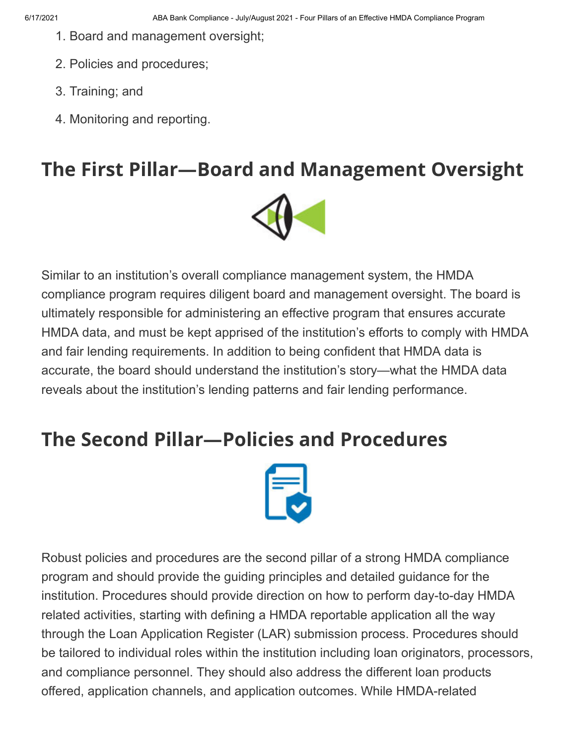1. Board and management oversight;
2. Policies and procedures;
3. Training; and
4. Monitoring and reporting.

## The First Pillar—Board and Management Oversight

Similar to an institution's overall compliance management system, the HMDA compliance program requires diligent board and management oversight. The board is ultimately responsible for administering an effective program that ensures accurate HMDA data, and must be kept apprised of the institution's efforts to comply with HMDA and fair lending requirements. In addition to being confident that HMDA data is accurate, the board should understand the institution's story—what the HMDA data reveals about the institution's lending patterns and fair lending performance.

## The Second Pillar—Policies and Procedures

Robust policies and procedures are the second pillar of a strong HMDA compliance program and should provide the guiding principles and detailed guidance for the institution. Procedures should provide direction on how to perform day-to-day HMDA related activities, starting with defining a HMDA reportable application all the way through the Loan Application Register (LAR) submission process. Procedures should be tailored to individual roles within the institution including loan originators, processors, and compliance personnel. They should also address the different loan products offered, application channels, and application outcomes. While HMDA-related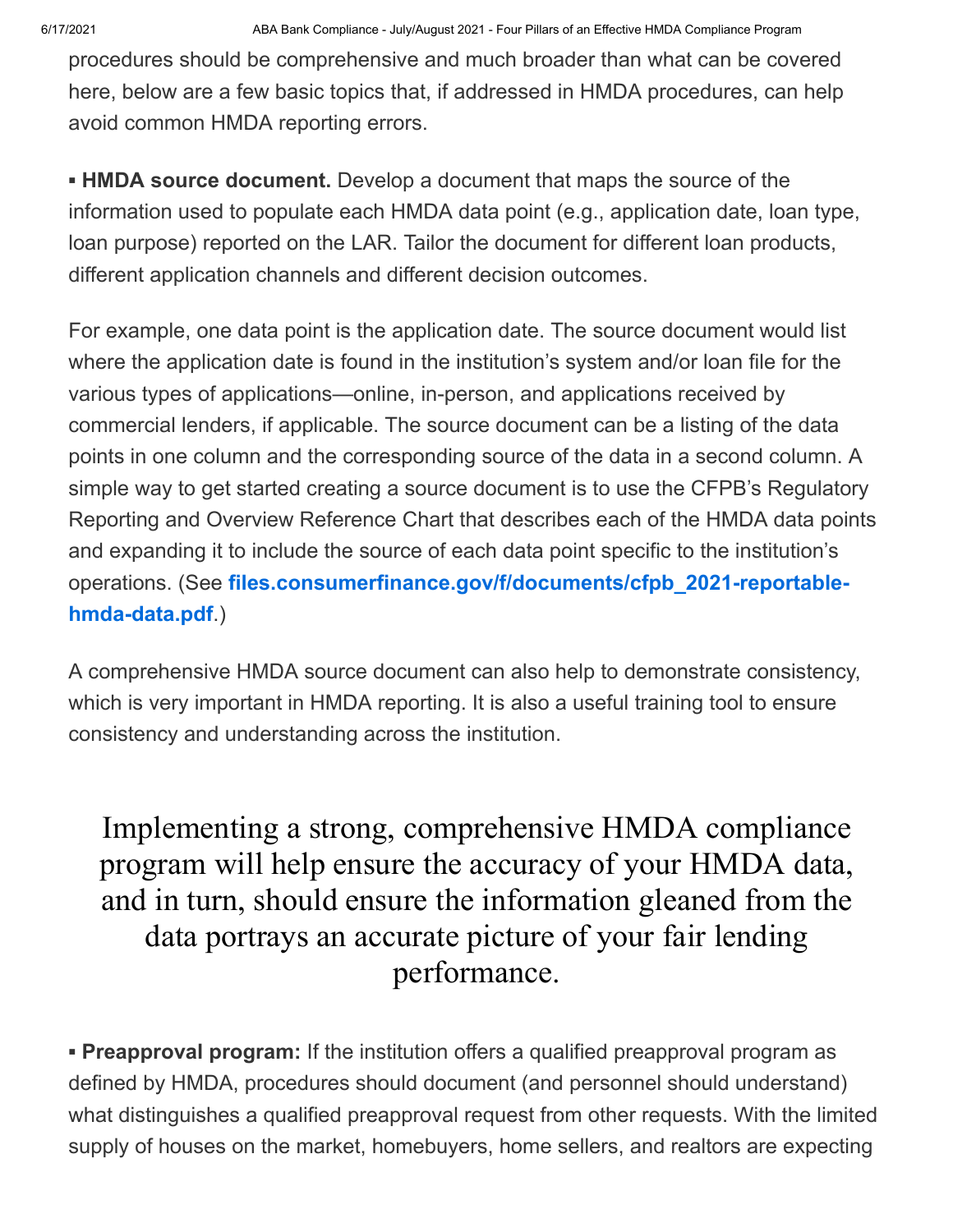procedures should be comprehensive and much broader than what can be covered here, below are a few basic topics that, if addressed in HMDA procedures, can help avoid common HMDA reporting errors.

▪ **HMDA source document.** Develop a document that maps the source of the information used to populate each HMDA data point (e.g., application date, loan type, loan purpose) reported on the LAR. Tailor the document for different loan products, different application channels and different decision outcomes.

For example, one data point is the application date. The source document would list where the application date is found in the institution's system and/or loan file for the various types of applications—online, in-person, and applications received by commercial lenders, if applicable. The source document can be a listing of the data points in one column and the corresponding source of the data in a second column. A simple way to get started creating a source document is to use the CFPB's Regulatory Reporting and Overview Reference Chart that describes each of the HMDA data points and expanding it to include the source of each data point specific to the institution's operations. (See **files.consumerfinance.gov/f/documents/cfpb_2021-reportable-hmda-data.pdf**.)

A comprehensive HMDA source document can also help to demonstrate consistency, which is very important in HMDA reporting. It is also a useful training tool to ensure consistency and understanding across the institution.

> Implementing a strong, comprehensive HMDA compliance program will help ensure the accuracy of your HMDA data, and in turn, should ensure the information gleaned from the data portrays an accurate picture of your fair lending performance.

▪ **Preapproval program:** If the institution offers a qualified preapproval program as defined by HMDA, procedures should document (and personnel should understand) what distinguishes a qualified preapproval request from other requests. With the limited supply of houses on the market, homebuyers, home sellers, and realtors are expecting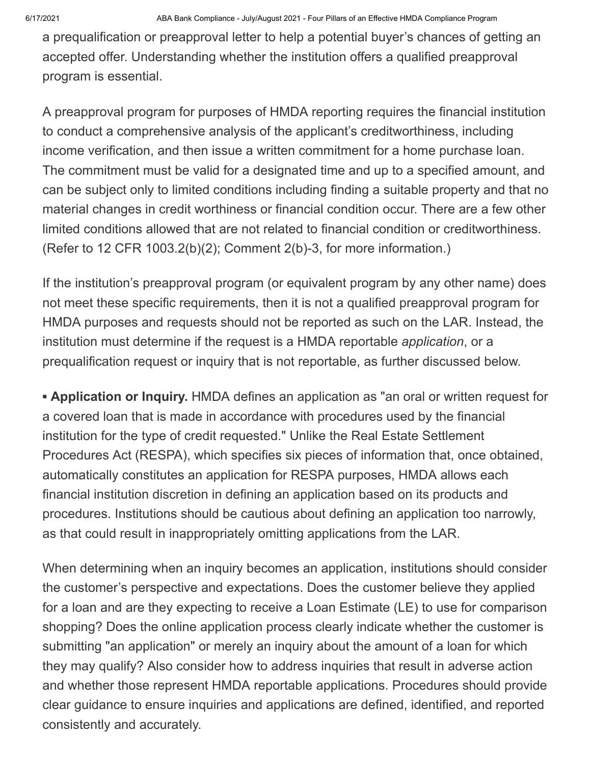a prequalification or preapproval letter to help a potential buyer's chances of getting an accepted offer. Understanding whether the institution offers a qualified preapproval program is essential.

A preapproval program for purposes of HMDA reporting requires the financial institution to conduct a comprehensive analysis of the applicant's creditworthiness, including income verification, and then issue a written commitment for a home purchase loan. The commitment must be valid for a designated time and up to a specified amount, and can be subject only to limited conditions including finding a suitable property and that no material changes in credit worthiness or financial condition occur. There are a few other limited conditions allowed that are not related to financial condition or creditworthiness. (Refer to 12 CFR 1003.2(b)(2); Comment 2(b)-3, for more information.)

If the institution's preapproval program (or equivalent program by any other name) does not meet these specific requirements, then it is not a qualified preapproval program for HMDA purposes and requests should not be reported as such on the LAR. Instead, the institution must determine if the request is a HMDA reportable *application*, or a prequalification request or inquiry that is not reportable, as further discussed below.

- **Application or Inquiry.** HMDA defines an application as "an oral or written request for a covered loan that is made in accordance with procedures used by the financial institution for the type of credit requested." Unlike the Real Estate Settlement Procedures Act (RESPA), which specifies six pieces of information that, once obtained, automatically constitutes an application for RESPA purposes, HMDA allows each financial institution discretion in defining an application based on its products and procedures. Institutions should be cautious about defining an application too narrowly, as that could result in inappropriately omitting applications from the LAR.

When determining when an inquiry becomes an application, institutions should consider the customer's perspective and expectations. Does the customer believe they applied for a loan and are they expecting to receive a Loan Estimate (LE) to use for comparison shopping? Does the online application process clearly indicate whether the customer is submitting "an application" or merely an inquiry about the amount of a loan for which they may qualify? Also consider how to address inquiries that result in adverse action and whether those represent HMDA reportable applications. Procedures should provide clear guidance to ensure inquiries and applications are defined, identified, and reported consistently and accurately.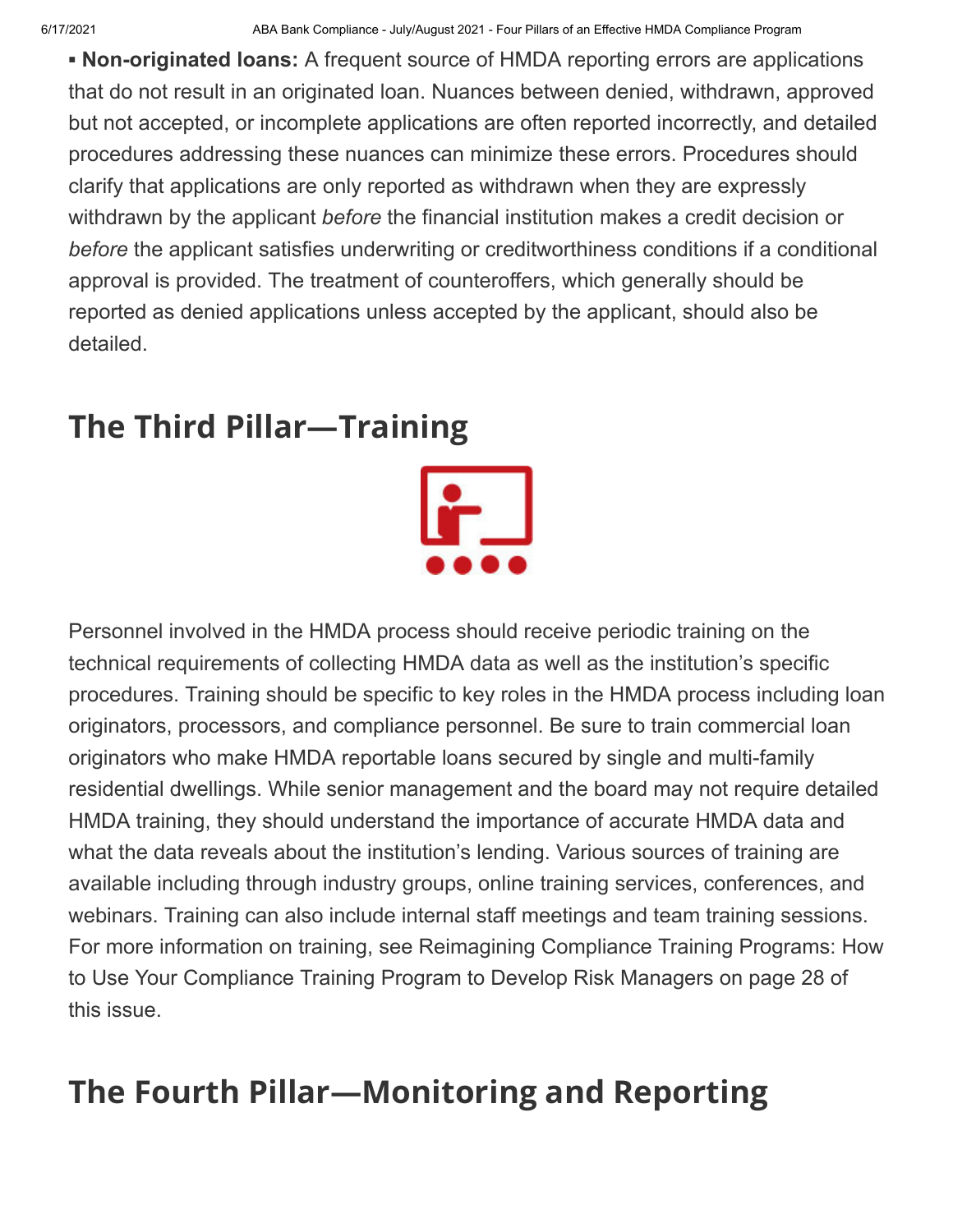- **Non-originated loans:** A frequent source of HMDA reporting errors are applications that do not result in an originated loan. Nuances between denied, withdrawn, approved but not accepted, or incomplete applications are often reported incorrectly, and detailed procedures addressing these nuances can minimize these errors. Procedures should clarify that applications are only reported as withdrawn when they are expressly withdrawn by the applicant *before* the financial institution makes a credit decision or *before* the applicant satisfies underwriting or creditworthiness conditions if a conditional approval is provided. The treatment of counteroffers, which generally should be reported as denied applications unless accepted by the applicant, should also be detailed.

## The Third Pillar—Training

Personnel involved in the HMDA process should receive periodic training on the technical requirements of collecting HMDA data as well as the institution's specific procedures. Training should be specific to key roles in the HMDA process including loan originators, processors, and compliance personnel. Be sure to train commercial loan originators who make HMDA reportable loans secured by single and multi-family residential dwellings. While senior management and the board may not require detailed HMDA training, they should understand the importance of accurate HMDA data and what the data reveals about the institution's lending. Various sources of training are available including through industry groups, online training services, conferences, and webinars. Training can also include internal staff meetings and team training sessions. For more information on training, see Reimagining Compliance Training Programs: How to Use Your Compliance Training Program to Develop Risk Managers on page 28 of this issue.

## The Fourth Pillar—Monitoring and Reporting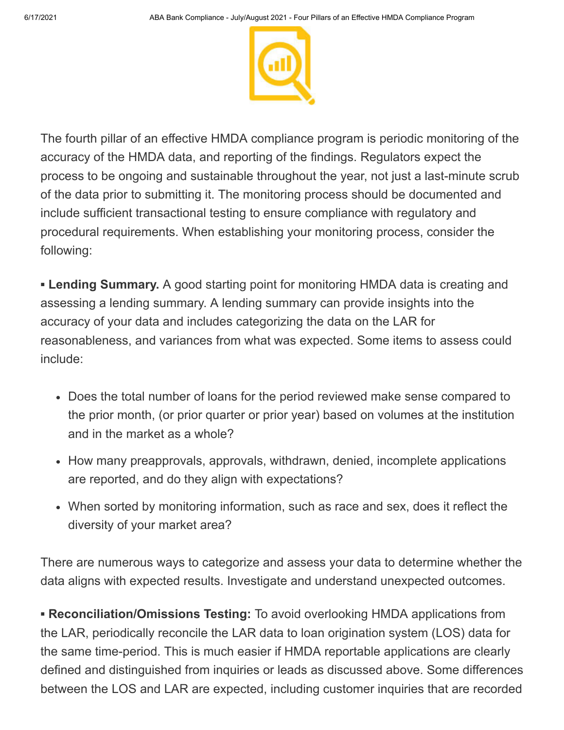The fourth pillar of an effective HMDA compliance program is periodic monitoring of the accuracy of the HMDA data, and reporting of the findings. Regulators expect the process to be ongoing and sustainable throughout the year, not just a last-minute scrub of the data prior to submitting it. The monitoring process should be documented and include sufficient transactional testing to ensure compliance with regulatory and procedural requirements. When establishing your monitoring process, consider the following:

▪ **Lending Summary.** A good starting point for monitoring HMDA data is creating and assessing a lending summary. A lending summary can provide insights into the accuracy of your data and includes categorizing the data on the LAR for reasonableness, and variances from what was expected. Some items to assess could include:

- Does the total number of loans for the period reviewed make sense compared to the prior month, (or prior quarter or prior year) based on volumes at the institution and in the market as a whole?
- How many preapprovals, approvals, withdrawn, denied, incomplete applications are reported, and do they align with expectations?
- When sorted by monitoring information, such as race and sex, does it reflect the diversity of your market area?

There are numerous ways to categorize and assess your data to determine whether the data aligns with expected results. Investigate and understand unexpected outcomes.

▪ **Reconciliation/Omissions Testing:** To avoid overlooking HMDA applications from the LAR, periodically reconcile the LAR data to loan origination system (LOS) data for the same time-period. This is much easier if HMDA reportable applications are clearly defined and distinguished from inquiries or leads as discussed above. Some differences between the LOS and LAR are expected, including customer inquiries that are recorded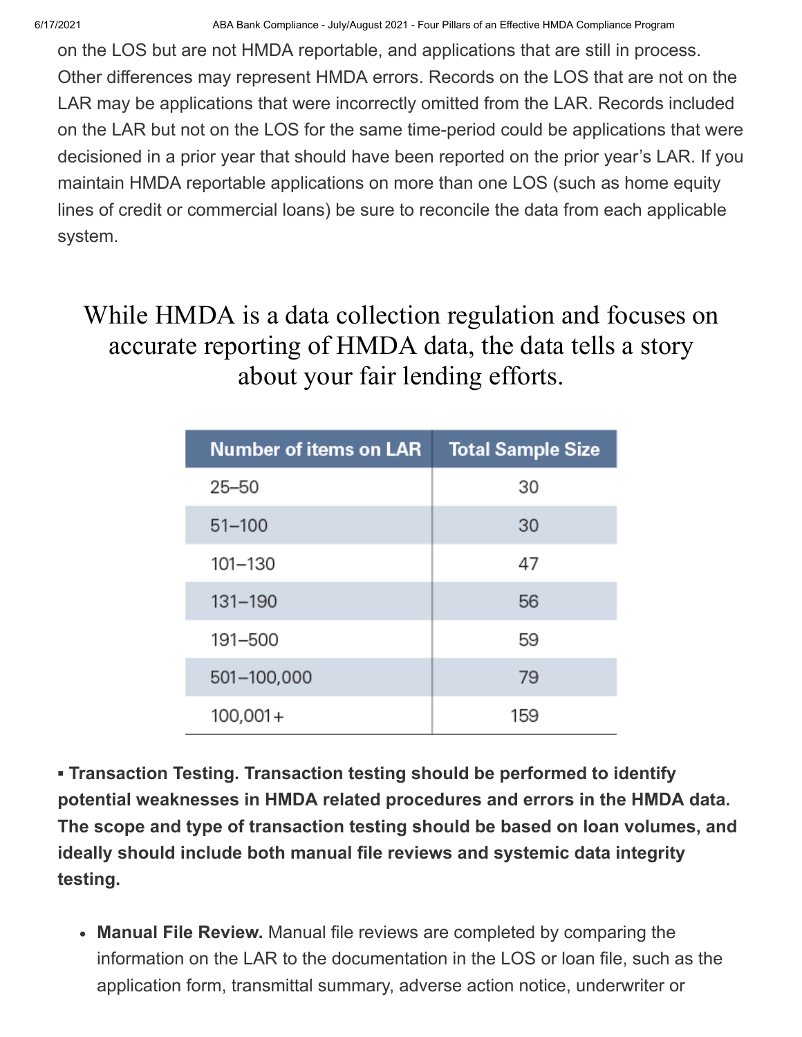on the LOS but are not HMDA reportable, and applications that are still in process. Other differences may represent HMDA errors. Records on the LOS that are not on the LAR may be applications that were incorrectly omitted from the LAR. Records included on the LAR but not on the LOS for the same time-period could be applications that were decisioned in a prior year that should have been reported on the prior year's LAR. If you maintain HMDA reportable applications on more than one LOS (such as home equity lines of credit or commercial loans) be sure to reconcile the data from each applicable system.

> While HMDA is a data collection regulation and focuses on accurate reporting of HMDA data, the data tells a story about your fair lending efforts.

| Number of items on LAR | Total Sample Size |
|---|---|
| 25–50 | 30 |
| 51–100 | 30 |
| 101–130 | 47 |
| 131–190 | 56 |
| 191–500 | 59 |
| 501–100,000 | 79 |
| 100,001+ | 159 |

▪ **Transaction Testing. Transaction testing should be performed to identify potential weaknesses in HMDA related procedures and errors in the HMDA data. The scope and type of transaction testing should be based on loan volumes, and ideally should include both manual file reviews and systemic data integrity testing.**

- **Manual File Review.** Manual file reviews are completed by comparing the information on the LAR to the documentation in the LOS or loan file, such as the application form, transmittal summary, adverse action notice, underwriter or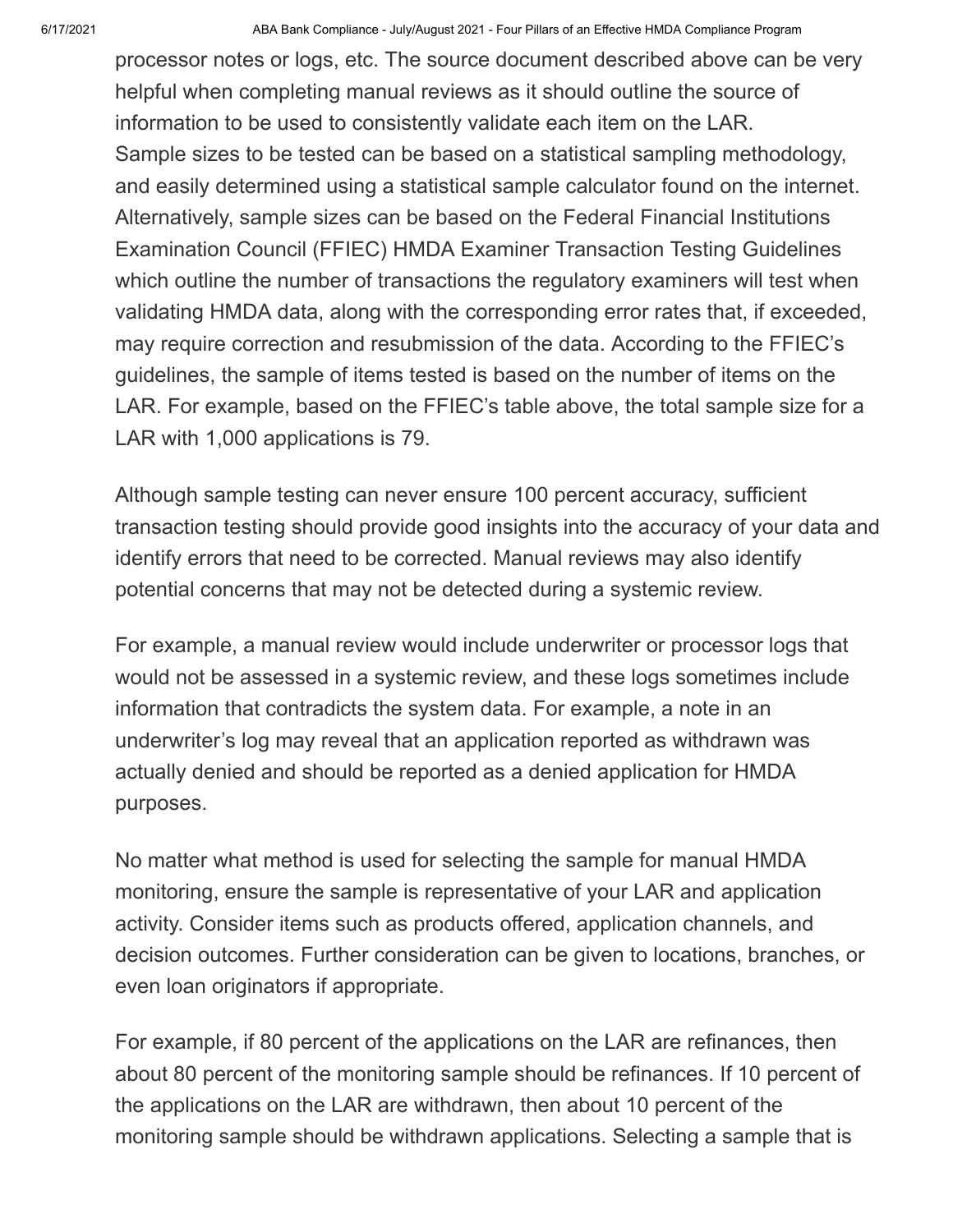processor notes or logs, etc. The source document described above can be very helpful when completing manual reviews as it should outline the source of information to be used to consistently validate each item on the LAR.
Sample sizes to be tested can be based on a statistical sampling methodology, and easily determined using a statistical sample calculator found on the internet. Alternatively, sample sizes can be based on the Federal Financial Institutions Examination Council (FFIEC) HMDA Examiner Transaction Testing Guidelines which outline the number of transactions the regulatory examiners will test when validating HMDA data, along with the corresponding error rates that, if exceeded, may require correction and resubmission of the data. According to the FFIEC's guidelines, the sample of items tested is based on the number of items on the LAR. For example, based on the FFIEC's table above, the total sample size for a LAR with 1,000 applications is 79.

Although sample testing can never ensure 100 percent accuracy, sufficient transaction testing should provide good insights into the accuracy of your data and identify errors that need to be corrected. Manual reviews may also identify potential concerns that may not be detected during a systemic review.

For example, a manual review would include underwriter or processor logs that would not be assessed in a systemic review, and these logs sometimes include information that contradicts the system data. For example, a note in an underwriter's log may reveal that an application reported as withdrawn was actually denied and should be reported as a denied application for HMDA purposes.

No matter what method is used for selecting the sample for manual HMDA monitoring, ensure the sample is representative of your LAR and application activity. Consider items such as products offered, application channels, and decision outcomes. Further consideration can be given to locations, branches, or even loan originators if appropriate.

For example, if 80 percent of the applications on the LAR are refinances, then about 80 percent of the monitoring sample should be refinances. If 10 percent of the applications on the LAR are withdrawn, then about 10 percent of the monitoring sample should be withdrawn applications. Selecting a sample that is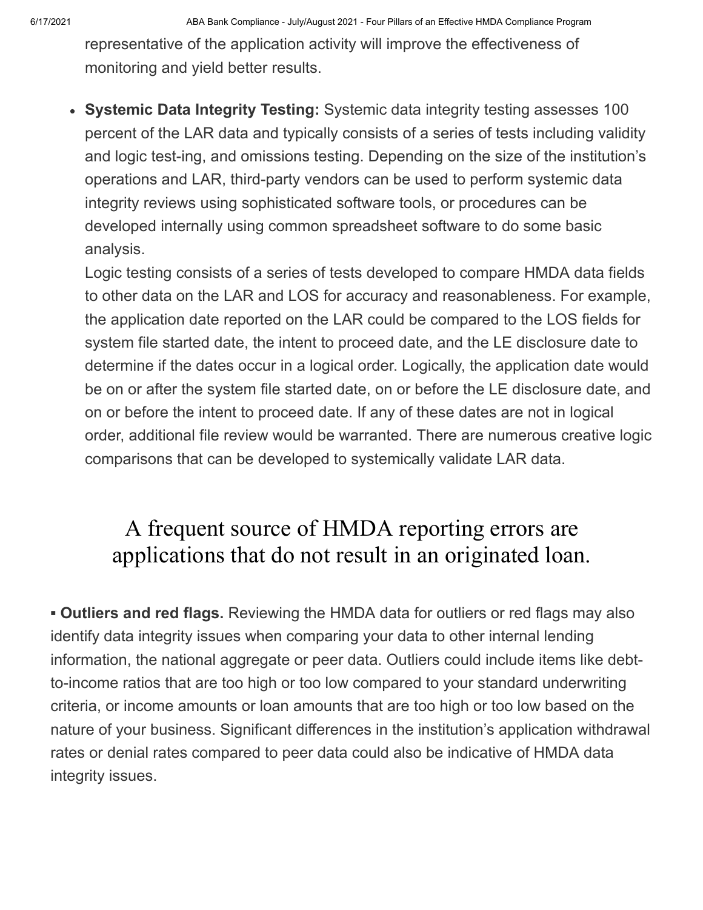representative of the application activity will improve the effectiveness of monitoring and yield better results.

- **Systemic Data Integrity Testing:** Systemic data integrity testing assesses 100 percent of the LAR data and typically consists of a series of tests including validity and logic test-ing, and omissions testing. Depending on the size of the institution's operations and LAR, third-party vendors can be used to perform systemic data integrity reviews using sophisticated software tools, or procedures can be developed internally using common spreadsheet software to do some basic analysis.

  Logic testing consists of a series of tests developed to compare HMDA data fields to other data on the LAR and LOS for accuracy and reasonableness. For example, the application date reported on the LAR could be compared to the LOS fields for system file started date, the intent to proceed date, and the LE disclosure date to determine if the dates occur in a logical order. Logically, the application date would be on or after the system file started date, on or before the LE disclosure date, and on or before the intent to proceed date. If any of these dates are not in logical order, additional file review would be warranted. There are numerous creative logic comparisons that can be developed to systemically validate LAR data.

> A frequent source of HMDA reporting errors are applications that do not result in an originated loan.

▪ **Outliers and red flags.** Reviewing the HMDA data for outliers or red flags may also identify data integrity issues when comparing your data to other internal lending information, the national aggregate or peer data. Outliers could include items like debt-to-income ratios that are too high or too low compared to your standard underwriting criteria, or income amounts or loan amounts that are too high or too low based on the nature of your business. Significant differences in the institution's application withdrawal rates or denial rates compared to peer data could also be indicative of HMDA data integrity issues.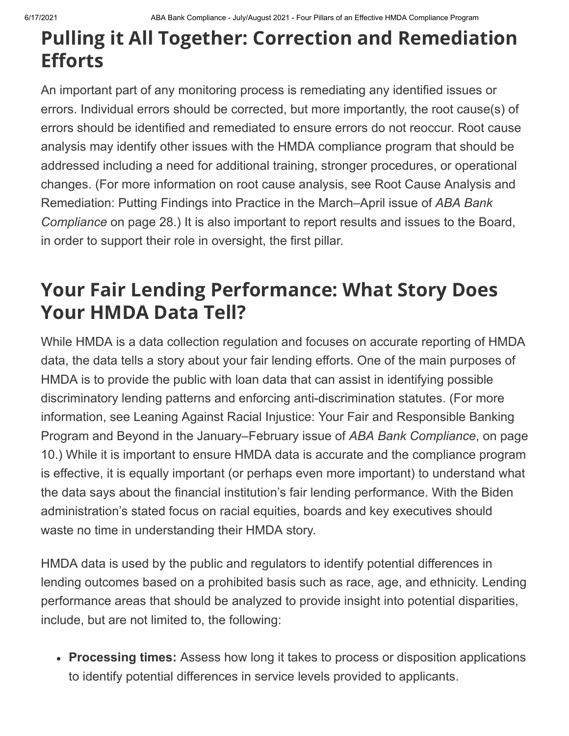## Pulling it All Together: Correction and Remediation Efforts

An important part of any monitoring process is remediating any identified issues or errors. Individual errors should be corrected, but more importantly, the root cause(s) of errors should be identified and remediated to ensure errors do not reoccur. Root cause analysis may identify other issues with the HMDA compliance program that should be addressed including a need for additional training, stronger procedures, or operational changes. (For more information on root cause analysis, see Root Cause Analysis and Remediation: Putting Findings into Practice in the March–April issue of *ABA Bank Compliance* on page 28.) It is also important to report results and issues to the Board, in order to support their role in oversight, the first pillar.

## Your Fair Lending Performance: What Story Does Your HMDA Data Tell?

While HMDA is a data collection regulation and focuses on accurate reporting of HMDA data, the data tells a story about your fair lending efforts. One of the main purposes of HMDA is to provide the public with loan data that can assist in identifying possible discriminatory lending patterns and enforcing anti-discrimination statutes. (For more information, see Leaning Against Racial Injustice: Your Fair and Responsible Banking Program and Beyond in the January–February issue of *ABA Bank Compliance*, on page 10.) While it is important to ensure HMDA data is accurate and the compliance program is effective, it is equally important (or perhaps even more important) to understand what the data says about the financial institution's fair lending performance. With the Biden administration's stated focus on racial equities, boards and key executives should waste no time in understanding their HMDA story.

HMDA data is used by the public and regulators to identify potential differences in lending outcomes based on a prohibited basis such as race, age, and ethnicity. Lending performance areas that should be analyzed to provide insight into potential disparities, include, but are not limited to, the following:

- **Processing times:** Assess how long it takes to process or disposition applications to identify potential differences in service levels provided to applicants.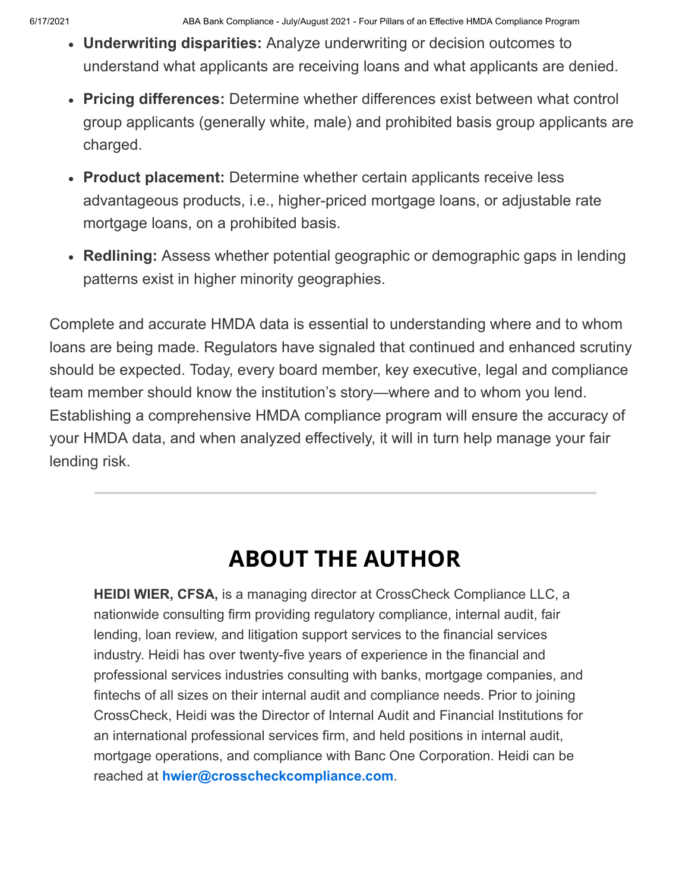- **Underwriting disparities:** Analyze underwriting or decision outcomes to understand what applicants are receiving loans and what applicants are denied.
- **Pricing differences:** Determine whether differences exist between what control group applicants (generally white, male) and prohibited basis group applicants are charged.
- **Product placement:** Determine whether certain applicants receive less advantageous products, i.e., higher-priced mortgage loans, or adjustable rate mortgage loans, on a prohibited basis.
- **Redlining:** Assess whether potential geographic or demographic gaps in lending patterns exist in higher minority geographies.

Complete and accurate HMDA data is essential to understanding where and to whom loans are being made. Regulators have signaled that continued and enhanced scrutiny should be expected. Today, every board member, key executive, legal and compliance team member should know the institution's story—where and to whom you lend. Establishing a comprehensive HMDA compliance program will ensure the accuracy of your HMDA data, and when analyzed effectively, it will in turn help manage your fair lending risk.

---

## ABOUT THE AUTHOR

**HEIDI WIER, CFSA,** is a managing director at CrossCheck Compliance LLC, a nationwide consulting firm providing regulatory compliance, internal audit, fair lending, loan review, and litigation support services to the financial services industry. Heidi has over twenty-five years of experience in the financial and professional services industries consulting with banks, mortgage companies, and fintechs of all sizes on their internal audit and compliance needs. Prior to joining CrossCheck, Heidi was the Director of Internal Audit and Financial Institutions for an international professional services firm, and held positions in internal audit, mortgage operations, and compliance with Banc One Corporation. Heidi can be reached at **hwier@crosscheckcompliance.com**.